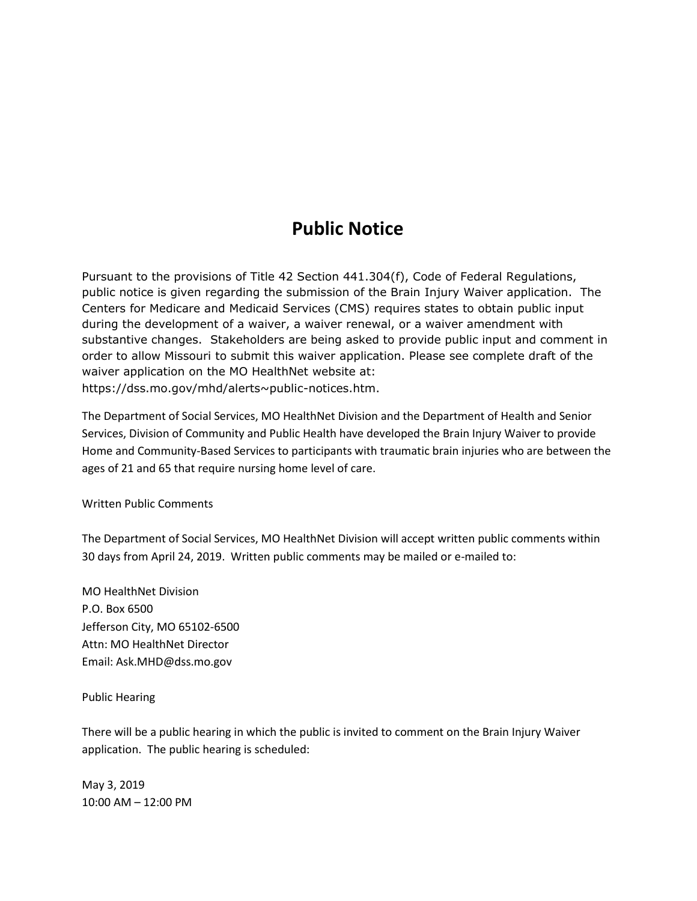# Public Notice

Pursuant to the provisions of Title 42 Section 441.304(f), Code of Federal Regulations, public notice is given regarding the submission of the Brain Injury Waiver application. The Centers for Medicare and Medicaid Services (CMS) requires states to obtain public input during the development of a waiver, a waiver renewal, or a waiver amendment with substantive changes. Stakeholders are being asked to provide public input and comment in order to allow Missouri to submit this waiver application. Please see complete draft of the waiver application on the MO HealthNet website at: https://dss.mo.gov/mhd/alerts~public-notices.htm.

The Department of Social Services, MO HealthNet Division and the Department of Health and Senior Services, Division of Community and Public Health have developed the Brain Injury Waiver to provide Home and Community-Based Services to participants with traumatic brain injuries who are between the ages of 21 and 65 that require nursing home level of care.

Written Public Comments

The Department of Social Services, MO HealthNet Division will accept written public comments within 30 days from April 24, 2019. Written public comments may be mailed or e-mailed to:

MO HealthNet Division
P.O. Box 6500
Jefferson City, MO 65102-6500
Attn: MO HealthNet Director
Email: Ask.MHD@dss.mo.gov

Public Hearing

There will be a public hearing in which the public is invited to comment on the Brain Injury Waiver application. The public hearing is scheduled:

May 3, 2019
10:00 AM – 12:00 PM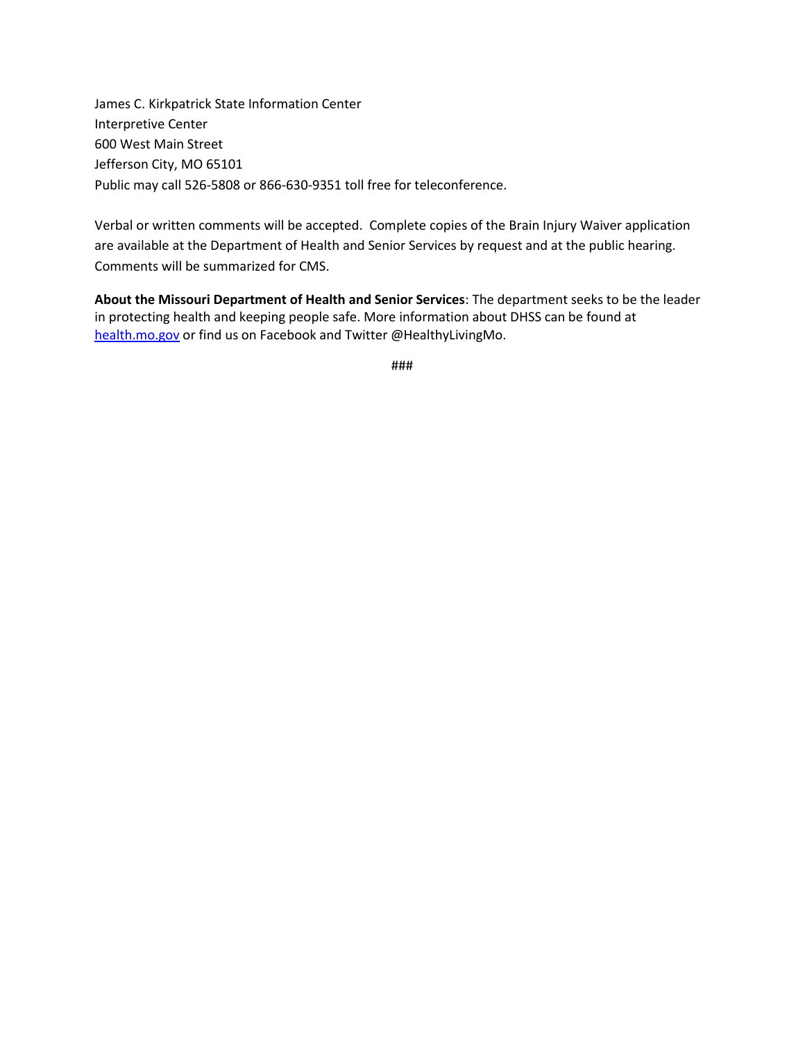James C. Kirkpatrick State Information Center
Interpretive Center
600 West Main Street
Jefferson City, MO 65101
Public may call 526-5808 or 866-630-9351 toll free for teleconference.

Verbal or written comments will be accepted. Complete copies of the Brain Injury Waiver application are available at the Department of Health and Senior Services by request and at the public hearing. Comments will be summarized for CMS.

**About the Missouri Department of Health and Senior Services**: The department seeks to be the leader in protecting health and keeping people safe. More information about DHSS can be found at [health.mo.gov](http://health.mo.gov) or find us on Facebook and Twitter @HealthyLivingMo.

###